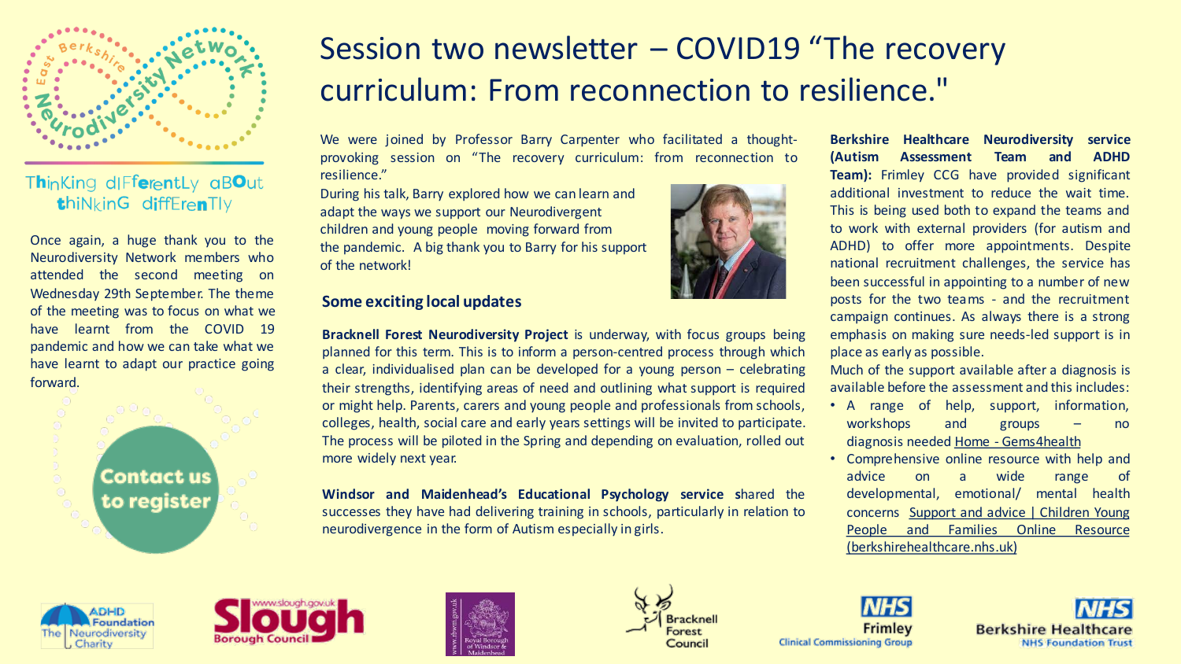# Session two newsletter – COVID19 "The recovery curriculum: From reconnection to resilience."

East Berkshire Neurodiversity Network

Thinking differently about thinking differently

Once again, a huge thank you to the Neurodiversity Network members who attended the second meeting on Wednesday 29th September. The theme of the meeting was to focus on what we have learnt from the COVID 19 pandemic and how we can take what we have learnt to adapt our practice going forward.

**Contact us to register**

We were joined by Professor Barry Carpenter who facilitated a thought-provoking session on "The recovery curriculum: from reconnection to resilience."

During his talk, Barry explored how we can learn and adapt the ways we support our Neurodivergent children and young people moving forward from the pandemic. A big thank you to Barry for his support of the network!

## Some exciting local updates

**Bracknell Forest Neurodiversity Project** is underway, with focus groups being planned for this term. This is to inform a person-centred process through which a clear, individualised plan can be developed for a young person – celebrating their strengths, identifying areas of need and outlining what support is required or might help. Parents, carers and young people and professionals from schools, colleges, health, social care and early years settings will be invited to participate. The process will be piloted in the Spring and depending on evaluation, rolled out more widely next year.

**Windsor and Maidenhead's Educational Psychology service** shared the successes they have had delivering training in schools, particularly in relation to neurodivergence in the form of Autism especially in girls.

**Berkshire Healthcare Neurodiversity service (Autism Assessment Team and ADHD Team):** Frimley CCG have provided significant additional investment to reduce the wait time. This is being used both to expand the teams and to work with external providers (for autism and ADHD) to offer more appointments. Despite national recruitment challenges, the service has been successful in appointing to a number of new posts for the two teams - and the recruitment campaign continues. As always there is a strong emphasis on making sure needs-led support is in place as early as possible.

Much of the support available after a diagnosis is available before the assessment and this includes:

- A range of help, support, information, workshops and groups – no diagnosis needed Home - Gems4health
- Comprehensive online resource with help and advice on a wide range of developmental, emotional/ mental health concerns Support and advice | Children Young People and Families Online Resource (berkshirehealthcare.nhs.uk)

ADHD Foundation The Neurodiversity Charity | Slough Borough Council | Royal Borough of Windsor & Maidenhead | Bracknell Forest Council | NHS Frimley Clinical Commissioning Group | NHS Berkshire Healthcare NHS Foundation Trust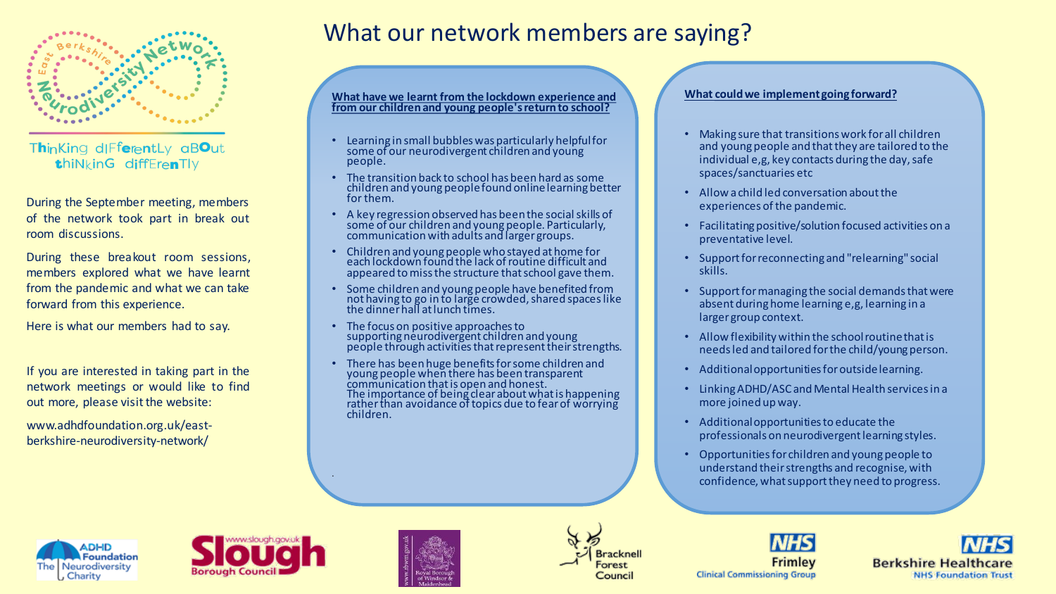East Berkshire Neurodiversity Network

Thinking differently about thinking differently

During the September meeting, members of the network took part in break out room discussions.

During these breakout room sessions, members explored what we have learnt from the pandemic and what we can take forward from this experience.

Here is what our members had to say.

If you are interested in taking part in the network meetings or would like to find out more, please visit the website:

www.adhdfoundation.org.uk/east-berkshire-neurodiversity-network/

# What our network members are saying?

## What have we learnt from the lockdown experience and from our children and young people's return to school?

- Learning in small bubbles was particularly helpful for some of our neurodivergent children and young people.
- The transition back to school has been hard as some children and young people found online learning better for them.
- A key regression observed has been the social skills of some of our children and young people. Particularly, communication with adults and larger groups.
- Children and young people who stayed at home for each lockdown found the lack of routine difficult and appeared to miss the structure that school gave them.
- Some children and young people have benefited from not having to go in to large crowded, shared spaces like the dinner hall at lunch times.
- The focus on positive approaches to supporting neurodivergent children and young people through activities that represent their strengths.
- There has been huge benefits for some children and young people when there has been transparent communication that is open and honest. The importance of being clear about what is happening rather than avoidance of topics due to fear of worrying children.

## What could we implement going forward?

- Making sure that transitions work for all children and young people and that they are tailored to the individual e,g, key contacts during the day, safe spaces/sanctuaries etc
- Allow a child led conversation about the experiences of the pandemic.
- Facilitating positive/solution focused activities on a preventative level.
- Support for reconnecting and "relearning" social skills.
- Support for managing the social demands that were absent during home learning e,g, learning in a larger group context.
- Allow flexibility within the school routine that is needs led and tailored for the child/young person.
- Additional opportunities for outside learning.
- Linking ADHD/ASC and Mental Health services in a more joined up way.
- Additional opportunities to educate the professionals on neurodivergent learning styles.
- Opportunities for children and young people to understand their strengths and recognise, with confidence, what support they need to progress.

ADHD Foundation The Neurodiversity Charity | Slough Borough Council www.slough.gov.uk | Royal Borough of Windsor & Maidenhead www.rbwm.gov.uk | Bracknell Forest Council | NHS Frimley Clinical Commissioning Group | NHS Berkshire Healthcare NHS Foundation Trust